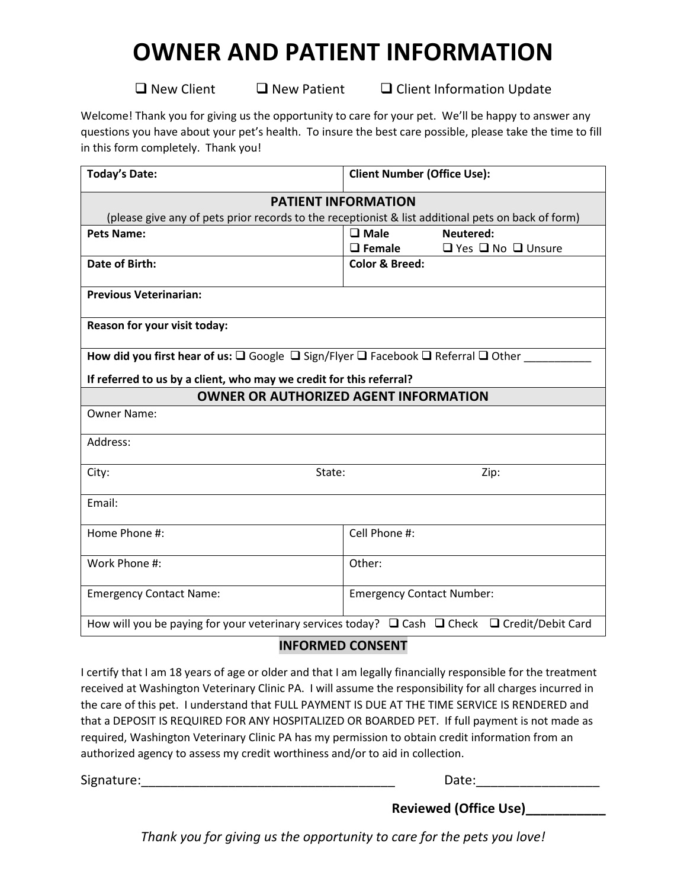# OWNER AND PATIENT INFORMATION

❑ New Client ❑ New Patient ❑ Client Information Update

Welcome! Thank you for giving us the opportunity to care for your pet. We'll be happy to answer any questions you have about your pet's health. To insure the best care possible, please take the time to fill in this form completely. Thank you!

| **Today's Date:** | **Client Number (Office Use):** |
|---|---|
| **PATIENT INFORMATION**<br>(please give any of pets prior records to the receptionist & list additional pets on back of form) | |
| **Pets Name:** | ❑ **Male** ❑ **Female** **Neutered:** ❑ Yes ❑ No ❑ Unsure |
| **Date of Birth:** | **Color & Breed:** |
| **Previous Veterinarian:** | |
| **Reason for your visit today:** | |
| **How did you first hear of us:** ❑ Google ❑ Sign/Flyer ❑ Facebook ❑ Referral ❑ Other ___________<br>**If referred to us by a client, who may we credit for this referral?** | |
| **OWNER OR AUTHORIZED AGENT INFORMATION** | |
| Owner Name: | |
| Address: | |
| City: State: Zip: | |
| Email: | |
| Home Phone #: | Cell Phone #: |
| Work Phone #: | Other: |
| Emergency Contact Name: | Emergency Contact Number: |
| How will you be paying for your veterinary services today? ❑ Cash ❑ Check ❑ Credit/Debit Card | |

## INFORMED CONSENT

I certify that I am 18 years of age or older and that I am legally financially responsible for the treatment received at Washington Veterinary Clinic PA. I will assume the responsibility for all charges incurred in the care of this pet. I understand that FULL PAYMENT IS DUE AT THE TIME SERVICE IS RENDERED and that a DEPOSIT IS REQUIRED FOR ANY HOSPITALIZED OR BOARDED PET. If full payment is not made as required, Washington Veterinary Clinic PA has my permission to obtain credit information from an authorized agency to assess my credit worthiness and/or to aid in collection.

Signature:___________________________________ Date:_________________

**Reviewed (Office Use)___________**

*Thank you for giving us the opportunity to care for the pets you love!*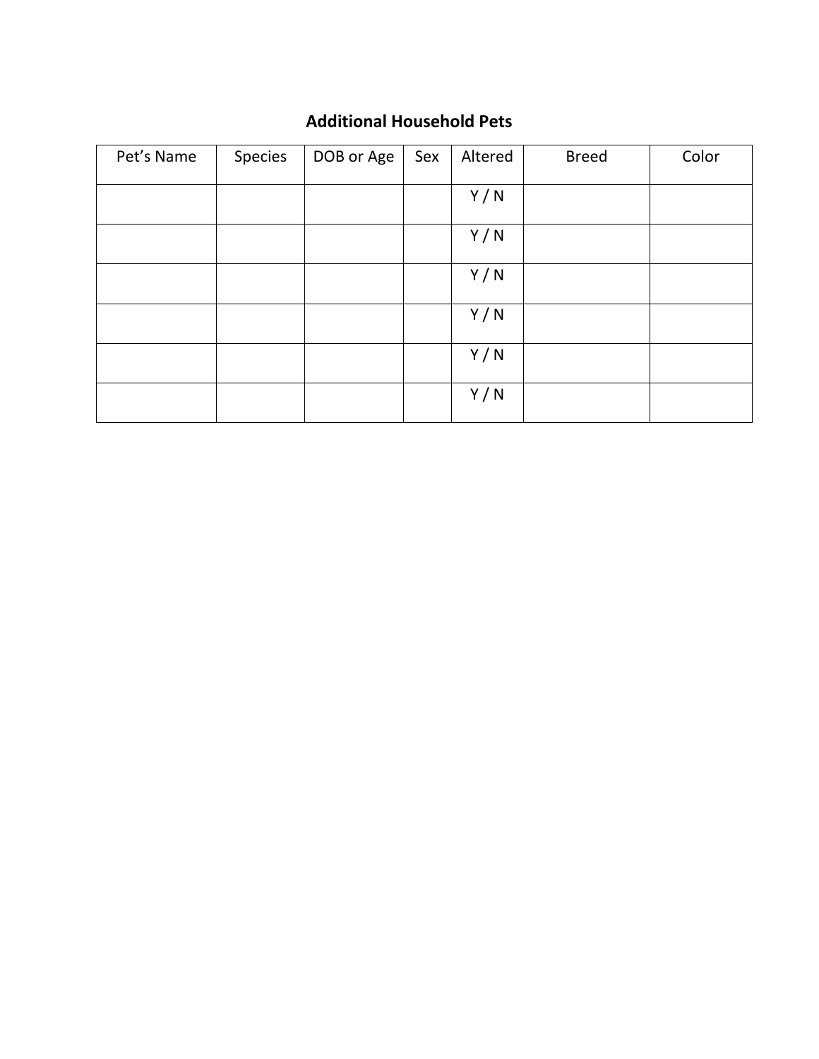## Additional Household Pets

| Pet's Name | Species | DOB or Age | Sex | Altered | Breed | Color |
|---|---|---|---|---|---|---|
| | | | | Y / N | | |
| | | | | Y / N | | |
| | | | | Y / N | | |
| | | | | Y / N | | |
| | | | | Y / N | | |
| | | | | Y / N | | |